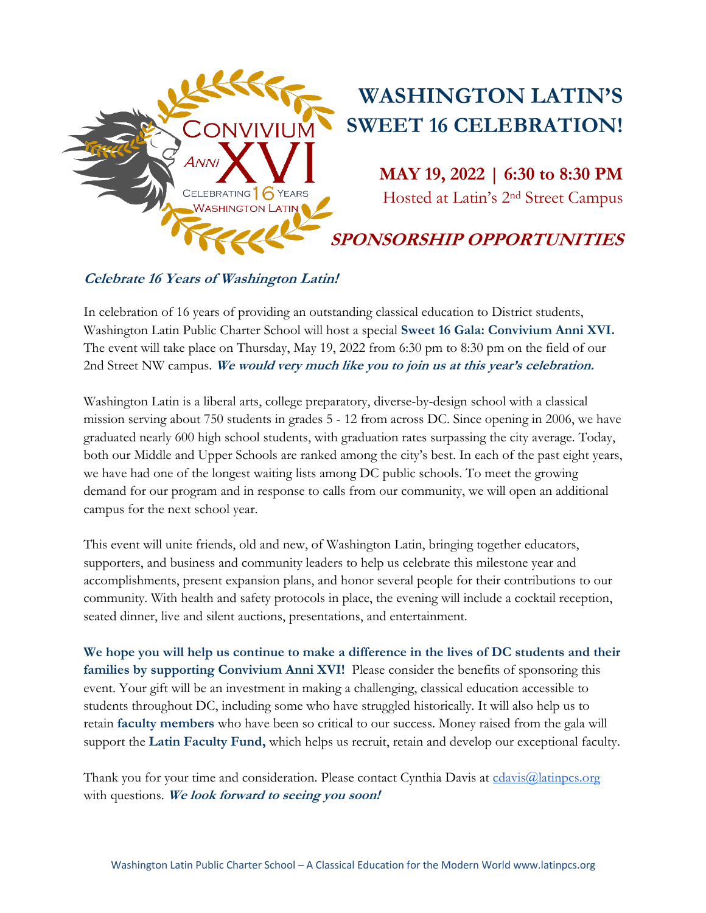# WASHINGTON LATIN'S SWEET 16 CELEBRATION!

**MAY 19, 2022 | 6:30 to 8:30 PM**

Hosted at Latin's 2nd Street Campus

## *SPONSORSHIP OPPORTUNITIES*

***Celebrate 16 Years of Washington Latin!***

In celebration of 16 years of providing an outstanding classical education to District students, Washington Latin Public Charter School will host a special **Sweet 16 Gala: Convivium Anni XVI.** The event will take place on Thursday, May 19, 2022 from 6:30 pm to 8:30 pm on the field of our 2nd Street NW campus. ***We would very much like you to join us at this year's celebration.***

Washington Latin is a liberal arts, college preparatory, diverse-by-design school with a classical mission serving about 750 students in grades 5 - 12 from across DC. Since opening in 2006, we have graduated nearly 600 high school students, with graduation rates surpassing the city average. Today, both our Middle and Upper Schools are ranked among the city's best. In each of the past eight years, we have had one of the longest waiting lists among DC public schools. To meet the growing demand for our program and in response to calls from our community, we will open an additional campus for the next school year.

This event will unite friends, old and new, of Washington Latin, bringing together educators, supporters, and business and community leaders to help us celebrate this milestone year and accomplishments, present expansion plans, and honor several people for their contributions to our community. With health and safety protocols in place, the evening will include a cocktail reception, seated dinner, live and silent auctions, presentations, and entertainment.

**We hope you will help us continue to make a difference in the lives of DC students and their families by supporting Convivium Anni XVI!** Please consider the benefits of sponsoring this event. Your gift will be an investment in making a challenging, classical education accessible to students throughout DC, including some who have struggled historically. It will also help us to retain **faculty members** who have been so critical to our success. Money raised from the gala will support the **Latin Faculty Fund,** which helps us recruit, retain and develop our exceptional faculty.

Thank you for your time and consideration. Please contact Cynthia Davis at cdavis@latinpcs.org with questions. ***We look forward to seeing you soon!***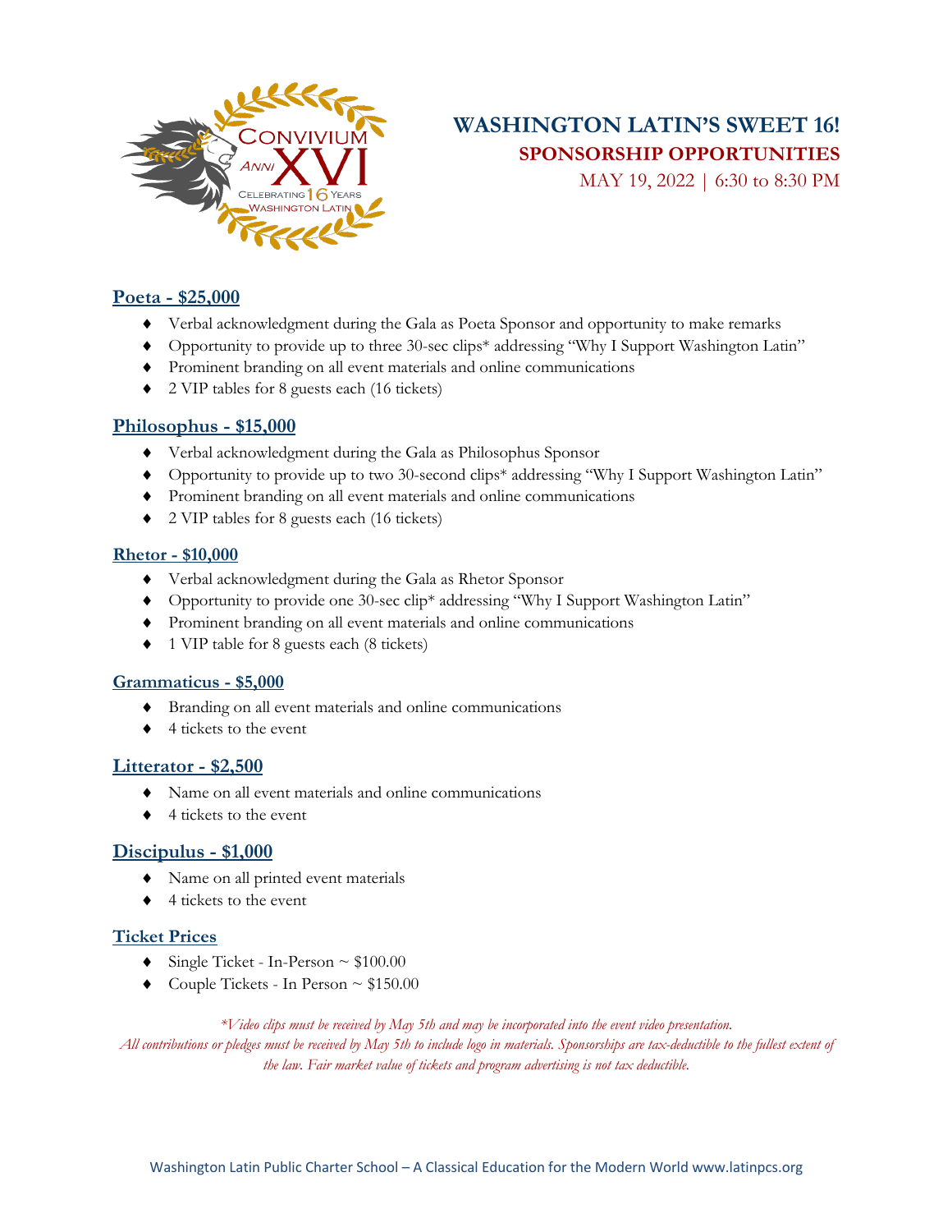# WASHINGTON LATIN'S SWEET 16!

## SPONSORSHIP OPPORTUNITIES

MAY 19, 2022 | 6:30 to 8:30 PM

### Poeta - $25,000

- Verbal acknowledgment during the Gala as Poeta Sponsor and opportunity to make remarks
- Opportunity to provide up to three 30-sec clips* addressing "Why I Support Washington Latin"
- Prominent branding on all event materials and online communications
- 2 VIP tables for 8 guests each (16 tickets)

### Philosophus - $15,000

- Verbal acknowledgment during the Gala as Philosophus Sponsor
- Opportunity to provide up to two 30-second clips* addressing "Why I Support Washington Latin"
- Prominent branding on all event materials and online communications
- 2 VIP tables for 8 guests each (16 tickets)

### Rhetor - $10,000

- Verbal acknowledgment during the Gala as Rhetor Sponsor
- Opportunity to provide one 30-sec clip* addressing "Why I Support Washington Latin"
- Prominent branding on all event materials and online communications
- 1 VIP table for 8 guests each (8 tickets)

### Grammaticus - $5,000

- Branding on all event materials and online communications
- 4 tickets to the event

### Litterator - $2,500

- Name on all event materials and online communications
- 4 tickets to the event

### Discipulus - $1,000

- Name on all printed event materials
- 4 tickets to the event

### Ticket Prices

- Single Ticket - In-Person ~ $100.00
- Couple Tickets - In Person ~ $150.00

*\*Video clips must be received by May 5th and may be incorporated into the event video presentation.*
*All contributions or pledges must be received by May 5th to include logo in materials. Sponsorships are tax-deductible to the fullest extent of the law. Fair market value of tickets and program advertising is not tax deductible.*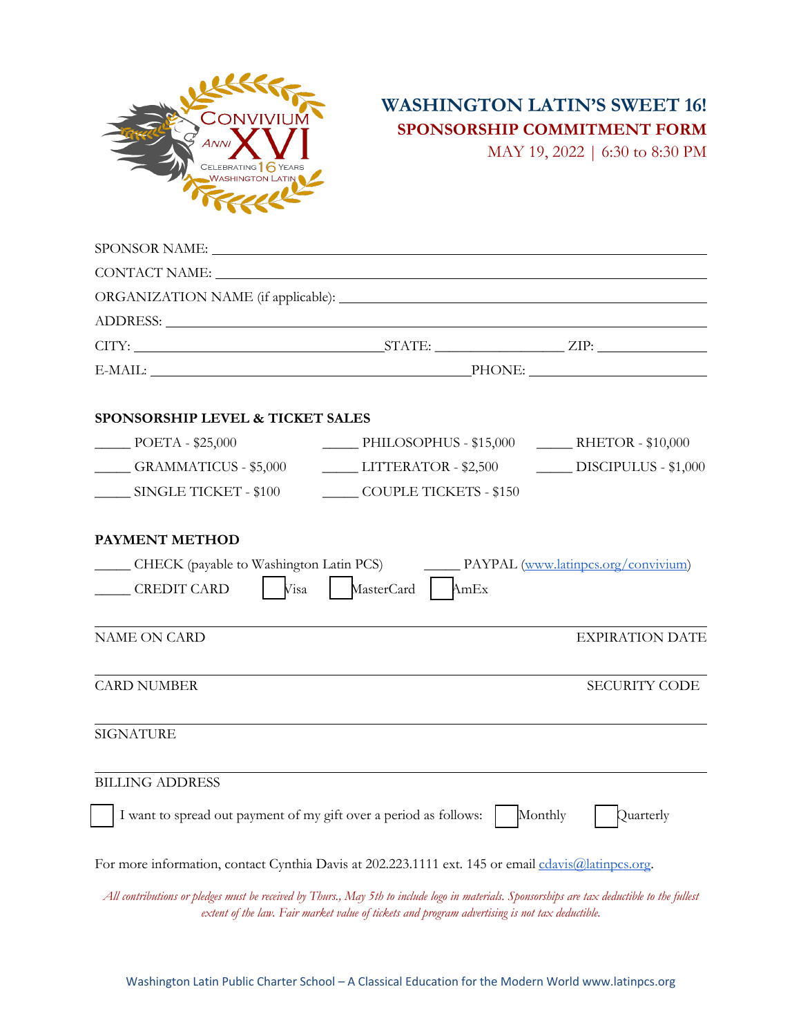CONVIVIUM ANNI XVI
CELEBRATING 16 YEARS WASHINGTON LATIN

# WASHINGTON LATIN'S SWEET 16!

## SPONSORSHIP COMMITMENT FORM

MAY 19, 2022 | 6:30 to 8:30 PM

SPONSOR NAME: ______________________________________________

CONTACT NAME: ______________________________________________

ORGANIZATION NAME (if applicable): ______________________________

ADDRESS: __________________________________________________

CITY: ______________________ STATE: ____________ ZIP: __________

E-MAIL: ______________________________ PHONE: ________________

**SPONSORSHIP LEVEL & TICKET SALES**

_____ POETA - $25,000  _____ PHILOSOPHUS - $15,000  _____ RHETOR - $10,000

_____ GRAMMATICUS - $5,000  _____ LITTERATOR - $2,500  _____ DISCIPULUS - $1,000

_____ SINGLE TICKET - $100  _____ COUPLE TICKETS - $150

**PAYMENT METHOD**

_____ CHECK (payable to Washington Latin PCS)  _____ PAYPAL (www.latinpcs.org/convivium)

_____ CREDIT CARD  ☐ Visa  ☐ MasterCard  ☐ AmEx

______________________________________________
NAME ON CARD  EXPIRATION DATE

______________________________________________
CARD NUMBER  SECURITY CODE

______________________________________________
SIGNATURE

______________________________________________
BILLING ADDRESS

☐ I want to spread out payment of my gift over a period as follows: ☐ Monthly ☐ Quarterly

For more information, contact Cynthia Davis at 202.223.1111 ext. 145 or email cdavis@latinpcs.org.

*All contributions or pledges must be received by Thurs., May 5th to include logo in materials. Sponsorships are tax deductible to the fullest extent of the law. Fair market value of tickets and program advertising is not tax deductible.*

Washington Latin Public Charter School – A Classical Education for the Modern World www.latinpcs.org